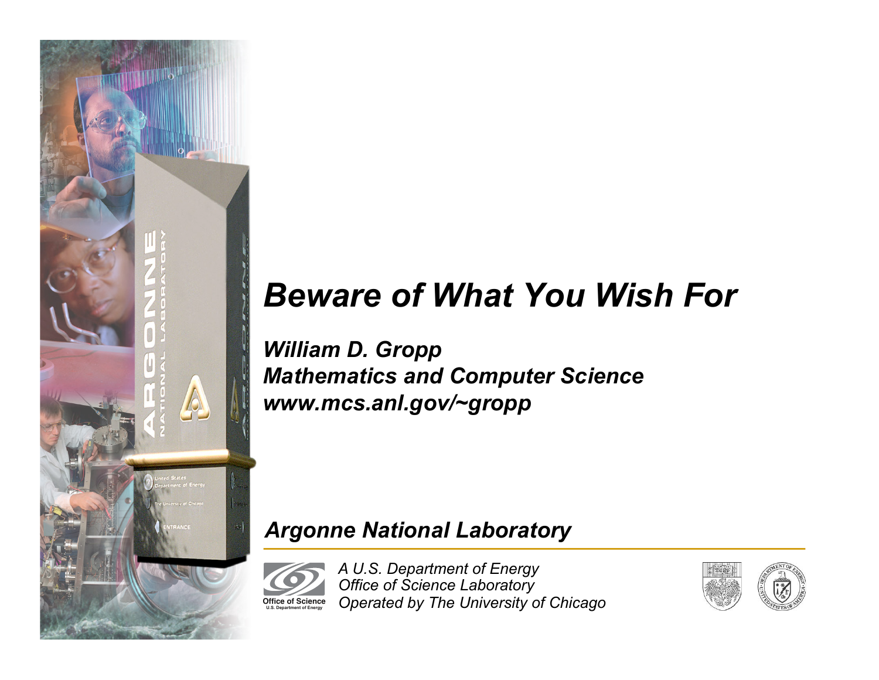# *Beware of What You Wish For*

***William D. Gropp***
***Mathematics and Computer Science***
***www.mcs.anl.gov/~gropp***

***Argonne National Laboratory***

Office of Science
U.S. Department of Energy

*A U.S. Department of Energy*
*Office of Science Laboratory*
*Operated by The University of Chicago*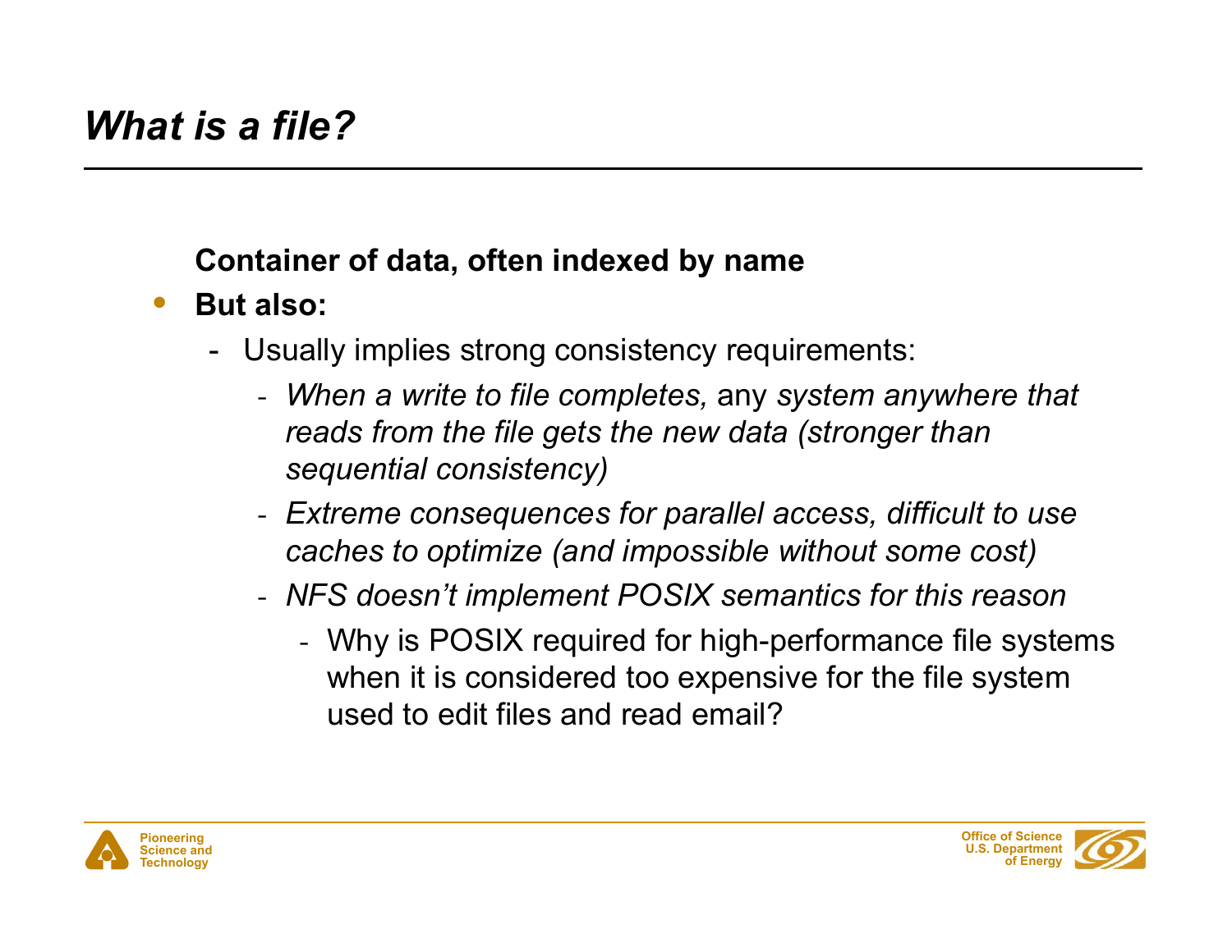# *What is a file?*

**Container of data, often indexed by name**

- **But also:**
  - Usually implies strong consistency requirements:
    - *When a write to file completes,* any *system anywhere that reads from the file gets the new data (stronger than sequential consistency)*
    - *Extreme consequences for parallel access, difficult to use caches to optimize (and impossible without some cost)*
    - *NFS doesn't implement POSIX semantics for this reason*
      - Why is POSIX required for high-performance file systems when it is considered too expensive for the file system used to edit files and read email?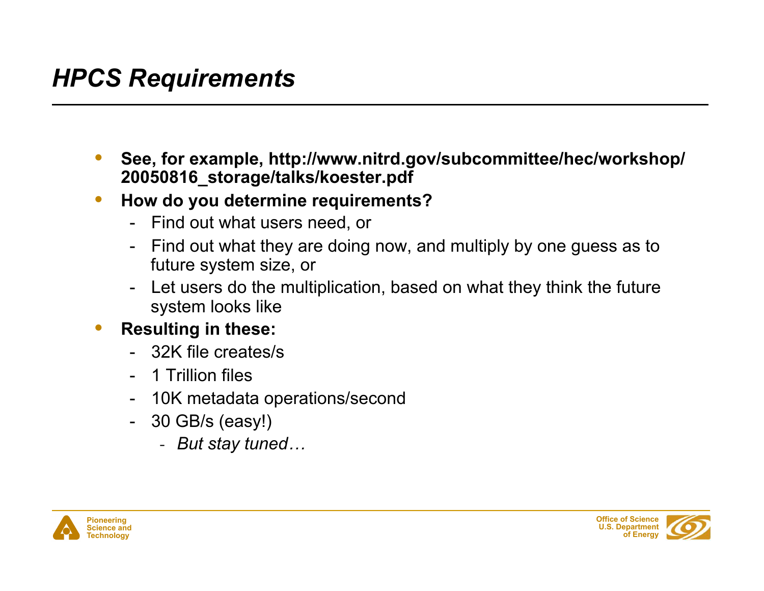## *HPCS Requirements*

- **See, for example, http://www.nitrd.gov/subcommittee/hec/workshop/20050816_storage/talks/koester.pdf**
- **How do you determine requirements?**
  - Find out what users need, or
  - Find out what they are doing now, and multiply by one guess as to future system size, or
  - Let users do the multiplication, based on what they think the future system looks like
- **Resulting in these:**
  - 32K file creates/s
  - 1 Trillion files
  - 10K metadata operations/second
  - 30 GB/s (easy!)
    - *But stay tuned…*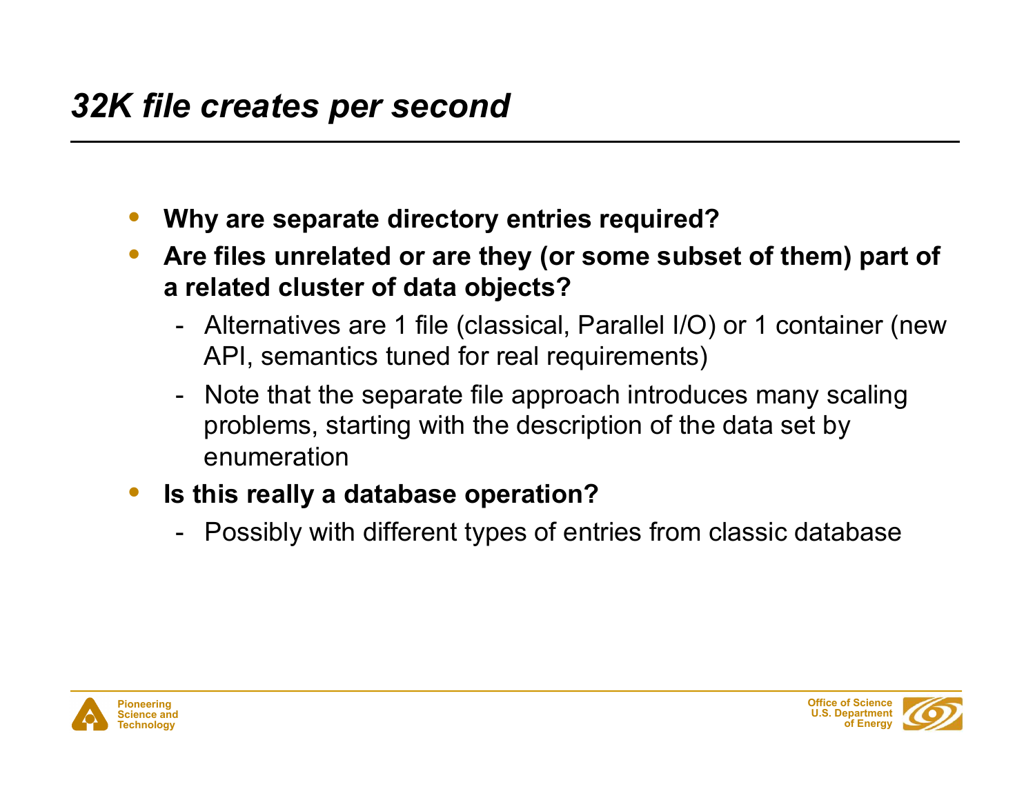# *32K file creates per second*

- **Why are separate directory entries required?**
- **Are files unrelated or are they (or some subset of them) part of a related cluster of data objects?**
  - Alternatives are 1 file (classical, Parallel I/O) or 1 container (new API, semantics tuned for real requirements)
  - Note that the separate file approach introduces many scaling problems, starting with the description of the data set by enumeration
- **Is this really a database operation?**
  - Possibly with different types of entries from classic database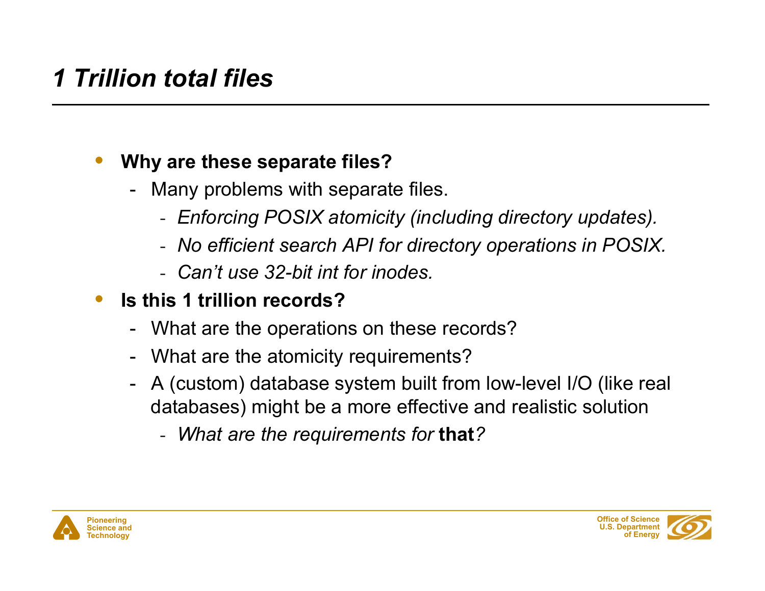# *1 Trillion total files*

- **Why are these separate files?**
  - Many problems with separate files.
    - *Enforcing POSIX atomicity (including directory updates).*
    - *No efficient search API for directory operations in POSIX.*
    - *Can't use 32-bit int for inodes.*
- **Is this 1 trillion records?**
  - What are the operations on these records?
  - What are the atomicity requirements?
  - A (custom) database system built from low-level I/O (like real databases) might be a more effective and realistic solution
    - *What are the requirements for* **that***?*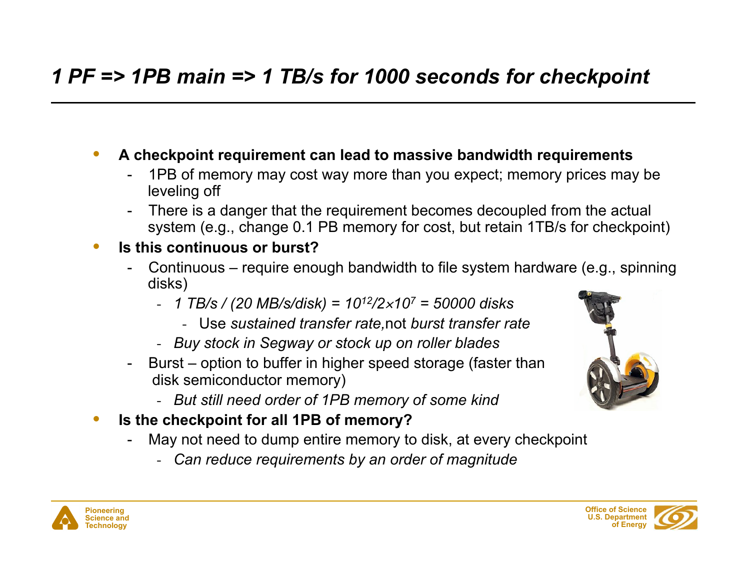# *1 PF => 1PB main => 1 TB/s for 1000 seconds for checkpoint*

- **A checkpoint requirement can lead to massive bandwidth requirements**
  - 1PB of memory may cost way more than you expect; memory prices may be leveling off
  - There is a danger that the requirement becomes decoupled from the actual system (e.g., change 0.1 PB memory for cost, but retain 1TB/s for checkpoint)
- **Is this continuous or burst?**
  - Continuous – require enough bandwidth to file system hardware (e.g., spinning disks)
    - *1 TB/s / (20 MB/s/disk) =* $10^{12}/2\times10^{7}$ *= 50000 disks*
      - Use *sustained transfer rate,* not *burst transfer rate*
    - *Buy stock in Segway or stock up on roller blades*
  - Burst – option to buffer in higher speed storage (faster than disk semiconductor memory)
    - *But still need order of 1PB memory of some kind*
- **Is the checkpoint for all 1PB of memory?**
  - May not need to dump entire memory to disk, at every checkpoint
    - *Can reduce requirements by an order of magnitude*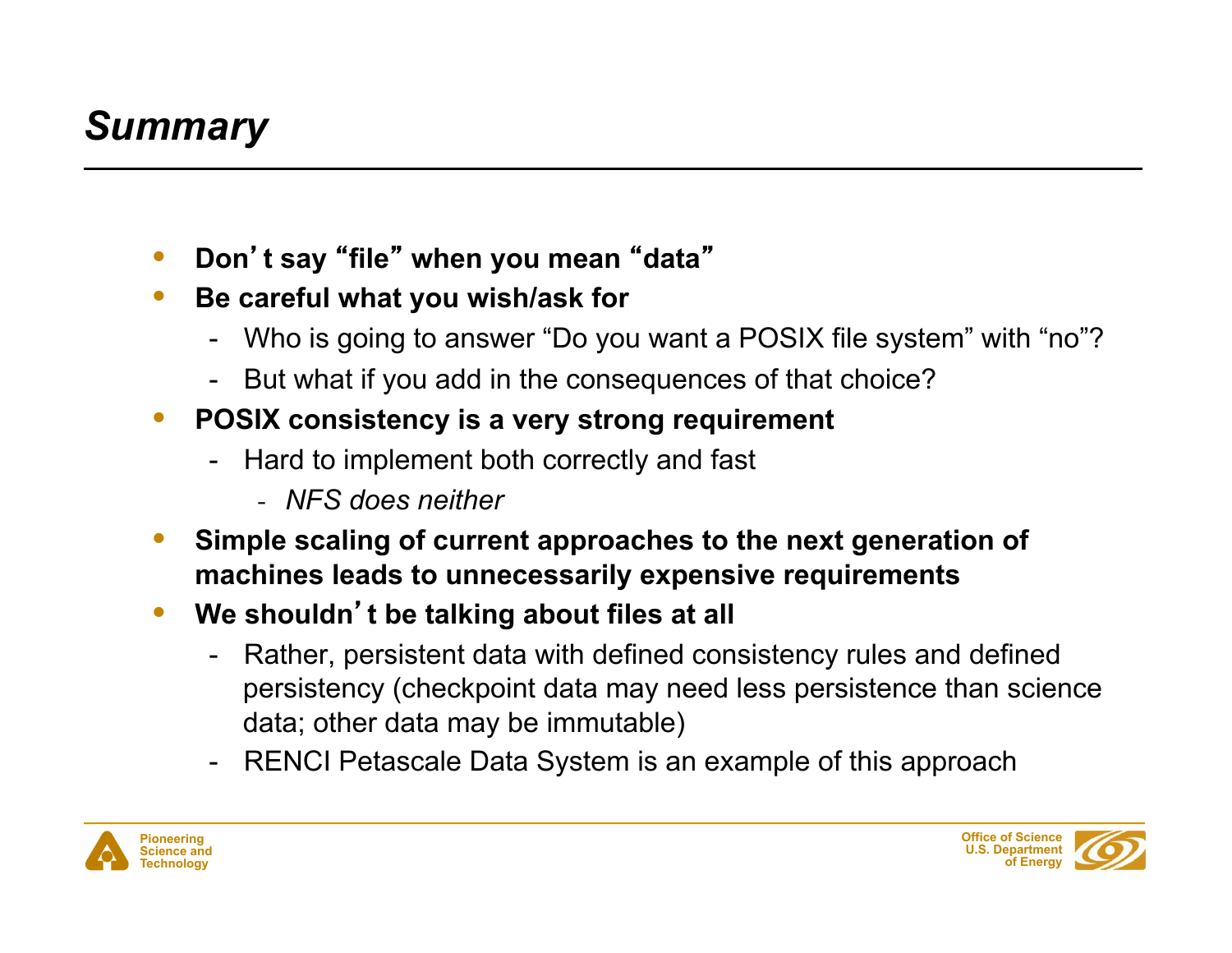# *Summary*

- **Don't say "file" when you mean "data"**
- **Be careful what you wish/ask for**
  - Who is going to answer "Do you want a POSIX file system" with "no"?
  - But what if you add in the consequences of that choice?
- **POSIX consistency is a very strong requirement**
  - Hard to implement both correctly and fast
    - *NFS does neither*
- **Simple scaling of current approaches to the next generation of machines leads to unnecessarily expensive requirements**
- **We shouldn't be talking about files at all**
  - Rather, persistent data with defined consistency rules and defined persistency (checkpoint data may need less persistence than science data; other data may be immutable)
  - RENCI Petascale Data System is an example of this approach